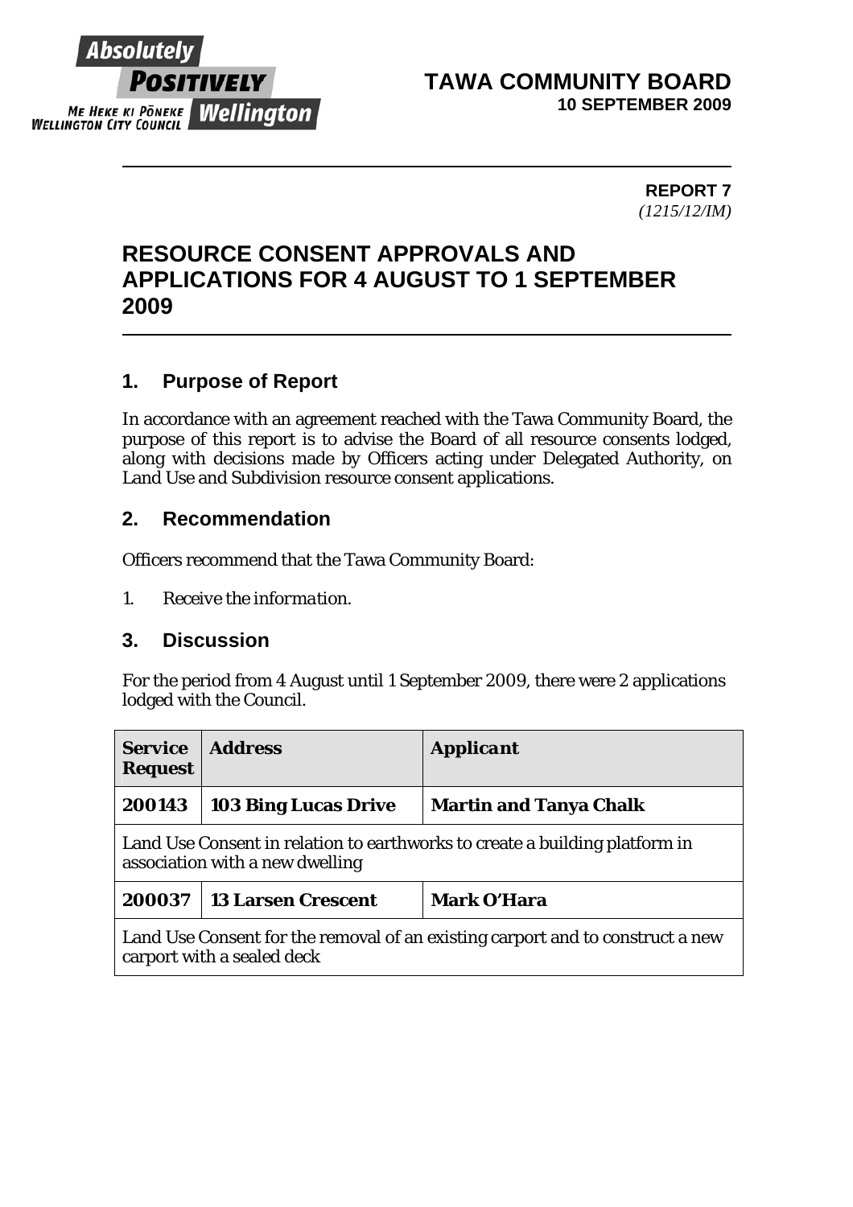Absolutely POSITIVELY Wellington
ME HEKE KI PŌNEKE
WELLINGTON CITY COUNCIL

**TAWA COMMUNITY BOARD**
**10 SEPTEMBER 2009**

**REPORT 7**
*(1215/12/IM)*

# RESOURCE CONSENT APPROVALS AND APPLICATIONS FOR 4 AUGUST TO 1 SEPTEMBER 2009

## 1. Purpose of Report

In accordance with an agreement reached with the Tawa Community Board, the purpose of this report is to advise the Board of all resource consents lodged, along with decisions made by Officers acting under Delegated Authority, on Land Use and Subdivision resource consent applications.

## 2. Recommendation

Officers recommend that the Tawa Community Board:

1. *Receive the information.*

## 3. Discussion

For the period from 4 August until 1 September 2009, there were 2 applications lodged with the Council.

| Service Request | Address | Applicant |
|---|---|---|
| **200143** | **103 Bing Lucas Drive** | **Martin and Tanya Chalk** |
| Land Use Consent in relation to earthworks to create a building platform in association with a new dwelling | | |
| **200037** | **13 Larsen Crescent** | **Mark O'Hara** |
| Land Use Consent for the removal of an existing carport and to construct a new carport with a sealed deck | | |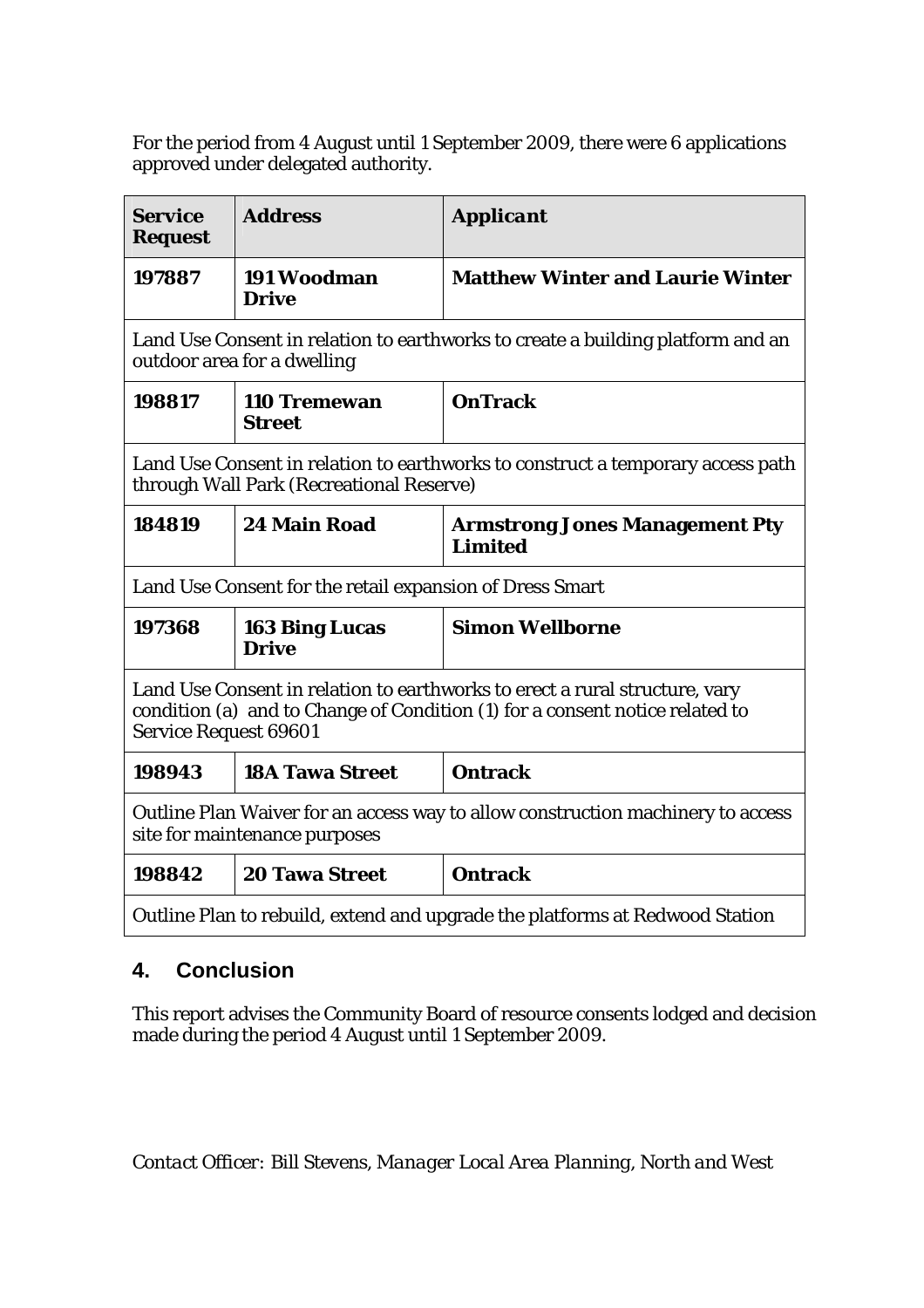For the period from 4 August until 1 September 2009, there were 6 applications approved under delegated authority.

| Service Request | Address | Applicant |
|---|---|---|
| **197887** | **191 Woodman Drive** | **Matthew Winter and Laurie Winter** |
| Land Use Consent in relation to earthworks to create a building platform and an outdoor area for a dwelling | | |
| **198817** | **110 Tremewan Street** | **OnTrack** |
| Land Use Consent in relation to earthworks to construct a temporary access path through Wall Park (Recreational Reserve) | | |
| **184819** | **24 Main Road** | **Armstrong Jones Management Pty Limited** |
| Land Use Consent for the retail expansion of Dress Smart | | |
| **197368** | **163 Bing Lucas Drive** | **Simon Wellborne** |
| Land Use Consent in relation to earthworks to erect a rural structure, vary condition (a) and to Change of Condition (1) for a consent notice related to Service Request 69601 | | |
| **198943** | **18A Tawa Street** | **Ontrack** |
| Outline Plan Waiver for an access way to allow construction machinery to access site for maintenance purposes | | |
| **198842** | **20 Tawa Street** | **Ontrack** |
| Outline Plan to rebuild, extend and upgrade the platforms at Redwood Station | | |

## 4. Conclusion

This report advises the Community Board of resource consents lodged and decision made during the period 4 August until 1 September 2009.

*Contact Officer: Bill Stevens, Manager Local Area Planning, North and West*